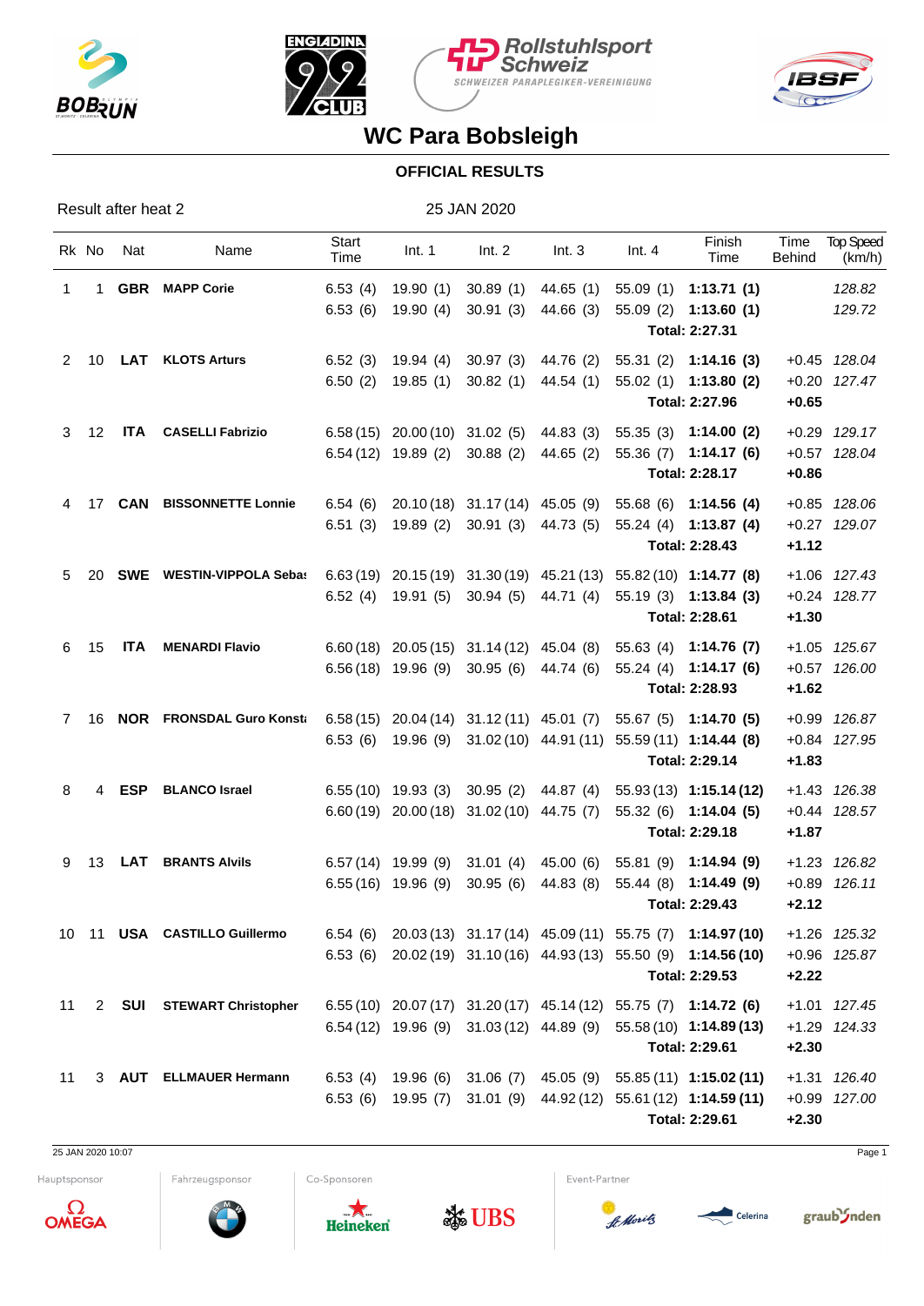# WC Para Bobsleigh

## OFFICIAL RESULTS

Result after heat 2 — 25 JAN 2020

| Rk | No | Nat | Name | Start Time | Int. 1 | Int. 2 | Int. 3 | Int. 4 | Finish Time | Time Behind | Top Speed (km/h) |
|---|---|---|---|---|---|---|---|---|---|---|---|
| 1 | 1 | **GBR** | **MAPP Corie** | 6.53 (4) | 19.90 (1) | 30.89 (1) | 44.65 (1) | 55.09 (1) | **1:13.71 (1)** | | *128.82* |
| | | | | 6.53 (6) | 19.90 (4) | 30.91 (3) | 44.66 (3) | 55.09 (2) | **1:13.60 (1)** | | *129.72* |
| | | | | | | | | | **Total: 2:27.31** | | |
| 2 | 10 | **LAT** | **KLOTS Arturs** | 6.52 (3) | 19.94 (4) | 30.97 (3) | 44.76 (2) | 55.31 (2) | **1:14.16 (3)** | +0.45 | *128.04* |
| | | | | 6.50 (2) | 19.85 (1) | 30.82 (1) | 44.54 (1) | 55.02 (1) | **1:13.80 (2)** | +0.20 | *127.47* |
| | | | | | | | | | **Total: 2:27.96** | **+0.65** | |
| 3 | 12 | **ITA** | **CASELLI Fabrizio** | 6.58 (15) | 20.00 (10) | 31.02 (5) | 44.83 (3) | 55.35 (3) | **1:14.00 (2)** | +0.29 | *129.17* |
| | | | | 6.54 (12) | 19.89 (2) | 30.88 (2) | 44.65 (2) | 55.36 (7) | **1:14.17 (6)** | +0.57 | *128.04* |
| | | | | | | | | | **Total: 2:28.17** | **+0.86** | |
| 4 | 17 | **CAN** | **BISSONNETTE Lonnie** | 6.54 (6) | 20.10 (18) | 31.17 (14) | 45.05 (9) | 55.68 (6) | **1:14.56 (4)** | +0.85 | *128.06* |
| | | | | 6.51 (3) | 19.89 (2) | 30.91 (3) | 44.73 (5) | 55.24 (4) | **1:13.87 (4)** | +0.27 | *129.07* |
| | | | | | | | | | **Total: 2:28.43** | **+1.12** | |
| 5 | 20 | **SWE** | **WESTIN-VIPPOLA Sebas** | 6.63 (19) | 20.15 (19) | 31.30 (19) | 45.21 (13) | 55.82 (10) | **1:14.77 (8)** | +1.06 | *127.43* |
| | | | | 6.52 (4) | 19.91 (5) | 30.94 (5) | 44.71 (4) | 55.19 (3) | **1:13.84 (3)** | +0.24 | *128.77* |
| | | | | | | | | | **Total: 2:28.61** | **+1.30** | |
| 6 | 15 | **ITA** | **MENARDI Flavio** | 6.60 (18) | 20.05 (15) | 31.14 (12) | 45.04 (8) | 55.63 (4) | **1:14.76 (7)** | +1.05 | *125.67* |
| | | | | 6.56 (18) | 19.96 (9) | 30.95 (6) | 44.74 (6) | 55.24 (4) | **1:14.17 (6)** | +0.57 | *126.00* |
| | | | | | | | | | **Total: 2:28.93** | **+1.62** | |
| 7 | 16 | **NOR** | **FRONSDAL Guro Konsta** | 6.58 (15) | 20.04 (14) | 31.12 (11) | 45.01 (7) | 55.67 (5) | **1:14.70 (5)** | +0.99 | *126.87* |
| | | | | 6.53 (6) | 19.96 (9) | 31.02 (10) | 44.91 (11) | 55.59 (11) | **1:14.44 (8)** | +0.84 | *127.95* |
| | | | | | | | | | **Total: 2:29.14** | **+1.83** | |
| 8 | 4 | **ESP** | **BLANCO Israel** | 6.55 (10) | 19.93 (3) | 30.95 (2) | 44.87 (4) | 55.93 (13) | **1:15.14 (12)** | +1.43 | *126.38* |
| | | | | 6.60 (19) | 20.00 (18) | 31.02 (10) | 44.75 (7) | 55.32 (6) | **1:14.04 (5)** | +0.44 | *128.57* |
| | | | | | | | | | **Total: 2:29.18** | **+1.87** | |
| 9 | 13 | **LAT** | **BRANTS Alvils** | 6.57 (14) | 19.99 (9) | 31.01 (4) | 45.00 (6) | 55.81 (9) | **1:14.94 (9)** | +1.23 | *126.82* |
| | | | | 6.55 (16) | 19.96 (9) | 30.95 (6) | 44.83 (8) | 55.44 (8) | **1:14.49 (9)** | +0.89 | *126.11* |
| | | | | | | | | | **Total: 2:29.43** | **+2.12** | |
| 10 | 11 | **USA** | **CASTILLO Guillermo** | 6.54 (6) | 20.03 (13) | 31.17 (14) | 45.09 (11) | 55.75 (7) | **1:14.97 (10)** | +1.26 | *125.32* |
| | | | | 6.53 (6) | 20.02 (19) | 31.10 (16) | 44.93 (13) | 55.50 (9) | **1:14.56 (10)** | +0.96 | *125.87* |
| | | | | | | | | | **Total: 2:29.53** | **+2.22** | |
| 11 | 2 | **SUI** | **STEWART Christopher** | 6.55 (10) | 20.07 (17) | 31.20 (17) | 45.14 (12) | 55.75 (7) | **1:14.72 (6)** | +1.01 | *127.45* |
| | | | | 6.54 (12) | 19.96 (9) | 31.03 (12) | 44.89 (9) | 55.58 (10) | **1:14.89 (13)** | +1.29 | *124.33* |
| | | | | | | | | | **Total: 2:29.61** | **+2.30** | |
| 11 | 3 | **AUT** | **ELLMAUER Hermann** | 6.53 (4) | 19.96 (6) | 31.06 (7) | 45.05 (9) | 55.85 (11) | **1:15.02 (11)** | +1.31 | *126.40* |
| | | | | 6.53 (6) | 19.95 (7) | 31.01 (9) | 44.92 (12) | 55.61 (12) | **1:14.59 (11)** | +0.99 | *127.00* |
| | | | | | | | | | **Total: 2:29.61** | **+2.30** | |

25 JAN 2020 10:07

Hauptsponsor — Fahrzeugsponsor — Co-Sponsoren — Event-Partner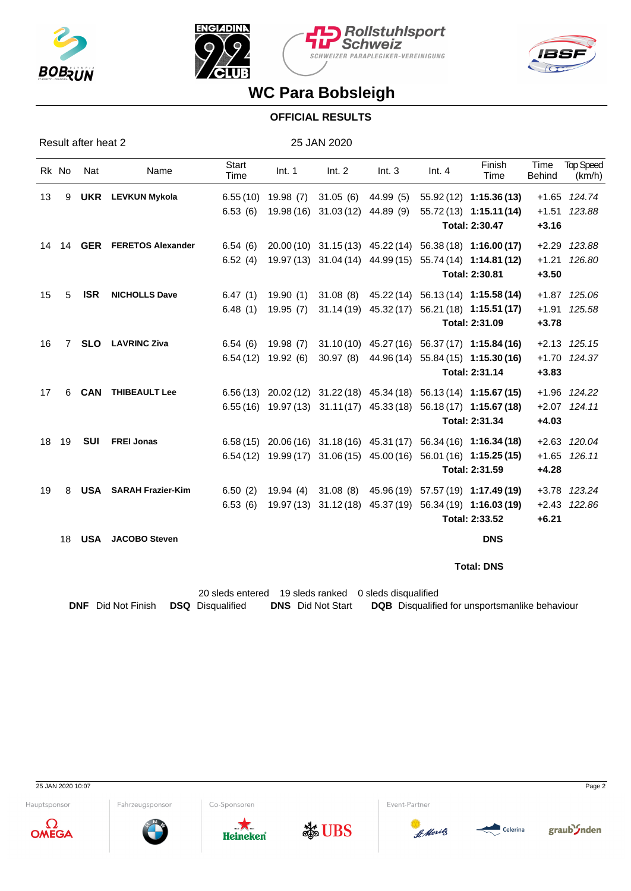# WC Para Bobsleigh

**OFFICIAL RESULTS**

Result after heat 2 — 25 JAN 2020

| Rk | No | Nat | Name | Start Time | Int. 1 | Int. 2 | Int. 3 | Int. 4 | Finish Time | Time Behind | Top Speed (km/h) |
|---|---|---|---|---|---|---|---|---|---|---|---|
| 13 | 9 | **UKR** | **LEVKUN Mykola** | 6.55 (10) | 19.98 (7) | 31.05 (6) | 44.99 (5) | 55.92 (12) | **1:15.36 (13)** | +1.65 | *124.74* |
| | | | | 6.53 (6) | 19.98 (16) | 31.03 (12) | 44.89 (9) | 55.72 (13) | **1:15.11 (14)** | +1.51 | *123.88* |
| | | | | | | | | | **Total: 2:30.47** | **+3.16** | |
| 14 | 14 | **GER** | **FERETOS Alexander** | 6.54 (6) | 20.00 (10) | 31.15 (13) | 45.22 (14) | 56.38 (18) | **1:16.00 (17)** | +2.29 | *123.88* |
| | | | | 6.52 (4) | 19.97 (13) | 31.04 (14) | 44.99 (15) | 55.74 (14) | **1:14.81 (12)** | +1.21 | *126.80* |
| | | | | | | | | | **Total: 2:30.81** | **+3.50** | |
| 15 | 5 | **ISR** | **NICHOLLS Dave** | 6.47 (1) | 19.90 (1) | 31.08 (8) | 45.22 (14) | 56.13 (14) | **1:15.58 (14)** | +1.87 | *125.06* |
| | | | | 6.48 (1) | 19.95 (7) | 31.14 (19) | 45.32 (17) | 56.21 (18) | **1:15.51 (17)** | +1.91 | *125.58* |
| | | | | | | | | | **Total: 2:31.09** | **+3.78** | |
| 16 | 7 | **SLO** | **LAVRINC Ziva** | 6.54 (6) | 19.98 (7) | 31.10 (10) | 45.27 (16) | 56.37 (17) | **1:15.84 (16)** | +2.13 | *125.15* |
| | | | | 6.54 (12) | 19.92 (6) | 30.97 (8) | 44.96 (14) | 55.84 (15) | **1:15.30 (16)** | +1.70 | *124.37* |
| | | | | | | | | | **Total: 2:31.14** | **+3.83** | |
| 17 | 6 | **CAN** | **THIBEAULT Lee** | 6.56 (13) | 20.02 (12) | 31.22 (18) | 45.34 (18) | 56.13 (14) | **1:15.67 (15)** | +1.96 | *124.22* |
| | | | | 6.55 (16) | 19.97 (13) | 31.11 (17) | 45.33 (18) | 56.18 (17) | **1:15.67 (18)** | +2.07 | *124.11* |
| | | | | | | | | | **Total: 2:31.34** | **+4.03** | |
| 18 | 19 | **SUI** | **FREI Jonas** | 6.58 (15) | 20.06 (16) | 31.18 (16) | 45.31 (17) | 56.34 (16) | **1:16.34 (18)** | +2.63 | *120.04* |
| | | | | 6.54 (12) | 19.99 (17) | 31.06 (15) | 45.00 (16) | 56.01 (16) | **1:15.25 (15)** | +1.65 | *126.11* |
| | | | | | | | | | **Total: 2:31.59** | **+4.28** | |
| 19 | 8 | **USA** | **SARAH Frazier-Kim** | 6.50 (2) | 19.94 (4) | 31.08 (8) | 45.96 (19) | 57.57 (19) | **1:17.49 (19)** | +3.78 | *123.24* |
| | | | | 6.53 (6) | 19.97 (13) | 31.12 (18) | 45.37 (19) | 56.34 (19) | **1:16.03 (19)** | +2.43 | *122.86* |
| | | | | | | | | | **Total: 2:33.52** | **+6.21** | |
| | 18 | **USA** | **JACOBO Steven** | | | | | | **DNS** | | |
| | | | | | | | | | **Total: DNS** | | |

20 sleds entered 19 sleds ranked 0 sleds disqualified

**DNF** Did Not Finish **DSQ** Disqualified **DNS** Did Not Start **DQB** Disqualified for unsportsmanlike behaviour

25 JAN 2020 10:07

Hauptsponsor Fahrzeugsponsor Co-Sponsoren Event-Partner